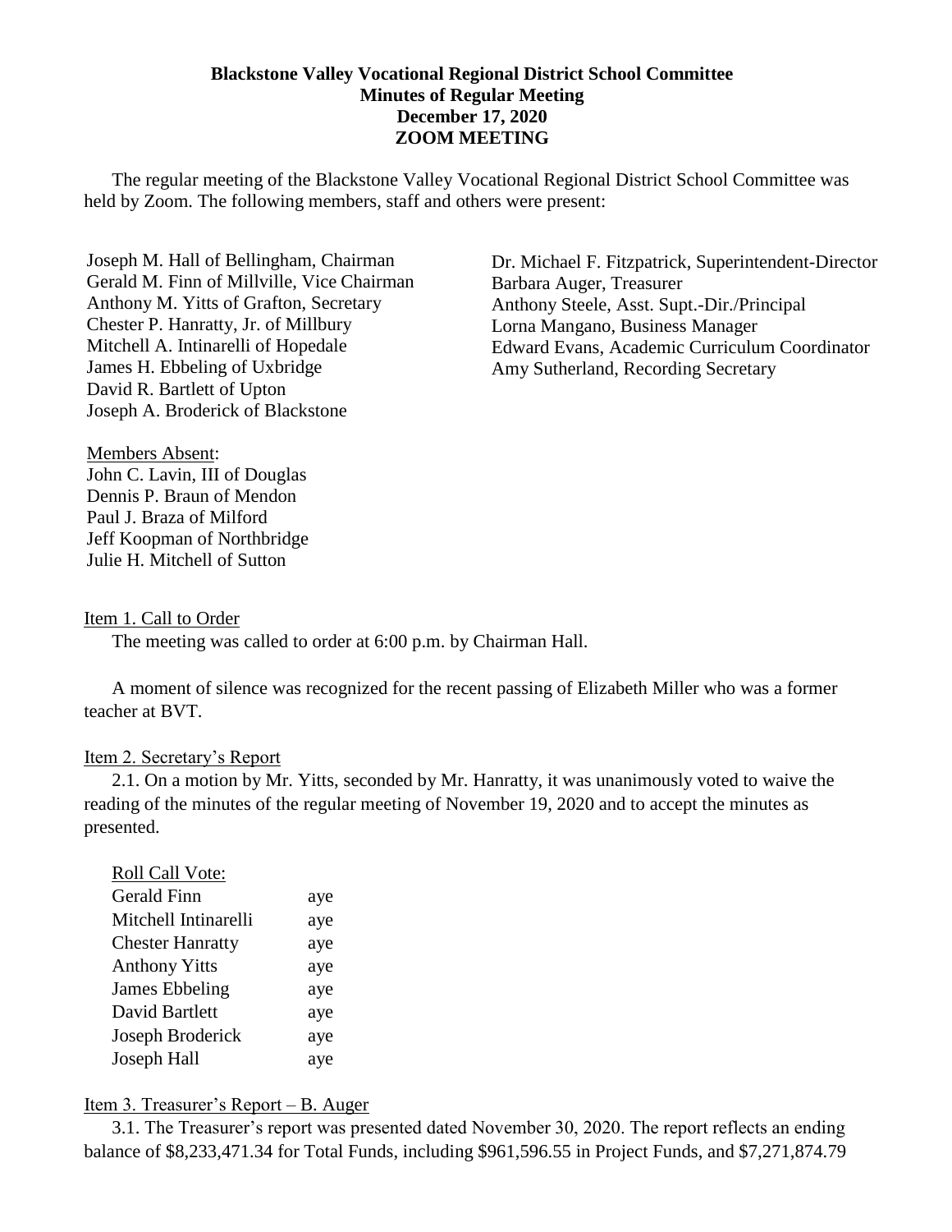**Blackstone Valley Vocational Regional District School Committee**
**Minutes of Regular Meeting**
**December 17, 2020**
**ZOOM MEETING**

The regular meeting of the Blackstone Valley Vocational Regional District School Committee was held by Zoom. The following members, staff and others were present:

Joseph M. Hall of Bellingham, Chairman
Gerald M. Finn of Millville, Vice Chairman
Anthony M. Yitts of Grafton, Secretary
Chester P. Hanratty, Jr. of Millbury
Mitchell A. Intinarelli of Hopedale
James H. Ebbeling of Uxbridge
David R. Bartlett of Upton
Joseph A. Broderick of Blackstone

Dr. Michael F. Fitzpatrick, Superintendent-Director
Barbara Auger, Treasurer
Anthony Steele, Asst. Supt.-Dir./Principal
Lorna Mangano, Business Manager
Edward Evans, Academic Curriculum Coordinator
Amy Sutherland, Recording Secretary

Members Absent:
John C. Lavin, III of Douglas
Dennis P. Braun of Mendon
Paul J. Braza of Milford
Jeff Koopman of Northbridge
Julie H. Mitchell of Sutton

Item 1. Call to Order

The meeting was called to order at 6:00 p.m. by Chairman Hall.

A moment of silence was recognized for the recent passing of Elizabeth Miller who was a former teacher at BVT.

Item 2. Secretary's Report

2.1. On a motion by Mr. Yitts, seconded by Mr. Hanratty, it was unanimously voted to waive the reading of the minutes of the regular meeting of November 19, 2020 and to accept the minutes as presented.

Roll Call Vote:

| | |
|---|---|
| Gerald Finn | aye |
| Mitchell Intinarelli | aye |
| Chester Hanratty | aye |
| Anthony Yitts | aye |
| James Ebbeling | aye |
| David Bartlett | aye |
| Joseph Broderick | aye |
| Joseph Hall | aye |

Item 3. Treasurer's Report – B. Auger

3.1. The Treasurer's report was presented dated November 30, 2020. The report reflects an ending balance of $8,233,471.34 for Total Funds, including $961,596.55 in Project Funds, and $7,271,874.79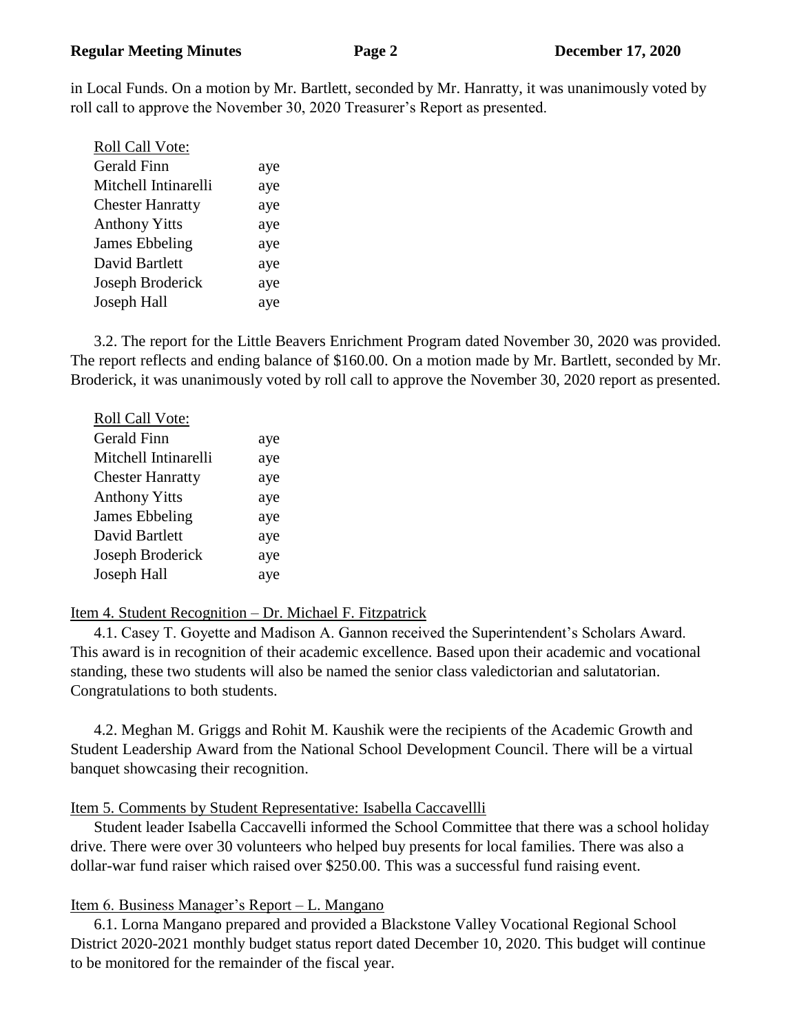in Local Funds. On a motion by Mr. Bartlett, seconded by Mr. Hanratty, it was unanimously voted by roll call to approve the November 30, 2020 Treasurer's Report as presented.

| Roll Call Vote: | |
|---|---|
| Gerald Finn | aye |
| Mitchell Intinarelli | aye |
| Chester Hanratty | aye |
| Anthony Yitts | aye |
| James Ebbeling | aye |
| David Bartlett | aye |
| Joseph Broderick | aye |
| Joseph Hall | aye |

3.2. The report for the Little Beavers Enrichment Program dated November 30, 2020 was provided. The report reflects and ending balance of $160.00. On a motion made by Mr. Bartlett, seconded by Mr. Broderick, it was unanimously voted by roll call to approve the November 30, 2020 report as presented.

| Roll Call Vote: | |
|---|---|
| Gerald Finn | aye |
| Mitchell Intinarelli | aye |
| Chester Hanratty | aye |
| Anthony Yitts | aye |
| James Ebbeling | aye |
| David Bartlett | aye |
| Joseph Broderick | aye |
| Joseph Hall | aye |

Item 4. Student Recognition – Dr. Michael F. Fitzpatrick

4.1. Casey T. Goyette and Madison A. Gannon received the Superintendent's Scholars Award. This award is in recognition of their academic excellence. Based upon their academic and vocational standing, these two students will also be named the senior class valedictorian and salutatorian. Congratulations to both students.

4.2. Meghan M. Griggs and Rohit M. Kaushik were the recipients of the Academic Growth and Student Leadership Award from the National School Development Council. There will be a virtual banquet showcasing their recognition.

Item 5. Comments by Student Representative: Isabella Caccavellli

Student leader Isabella Caccavelli informed the School Committee that there was a school holiday drive. There were over 30 volunteers who helped buy presents for local families. There was also a dollar-war fund raiser which raised over $250.00. This was a successful fund raising event.

Item 6. Business Manager's Report – L. Mangano

6.1. Lorna Mangano prepared and provided a Blackstone Valley Vocational Regional School District 2020-2021 monthly budget status report dated December 10, 2020. This budget will continue to be monitored for the remainder of the fiscal year.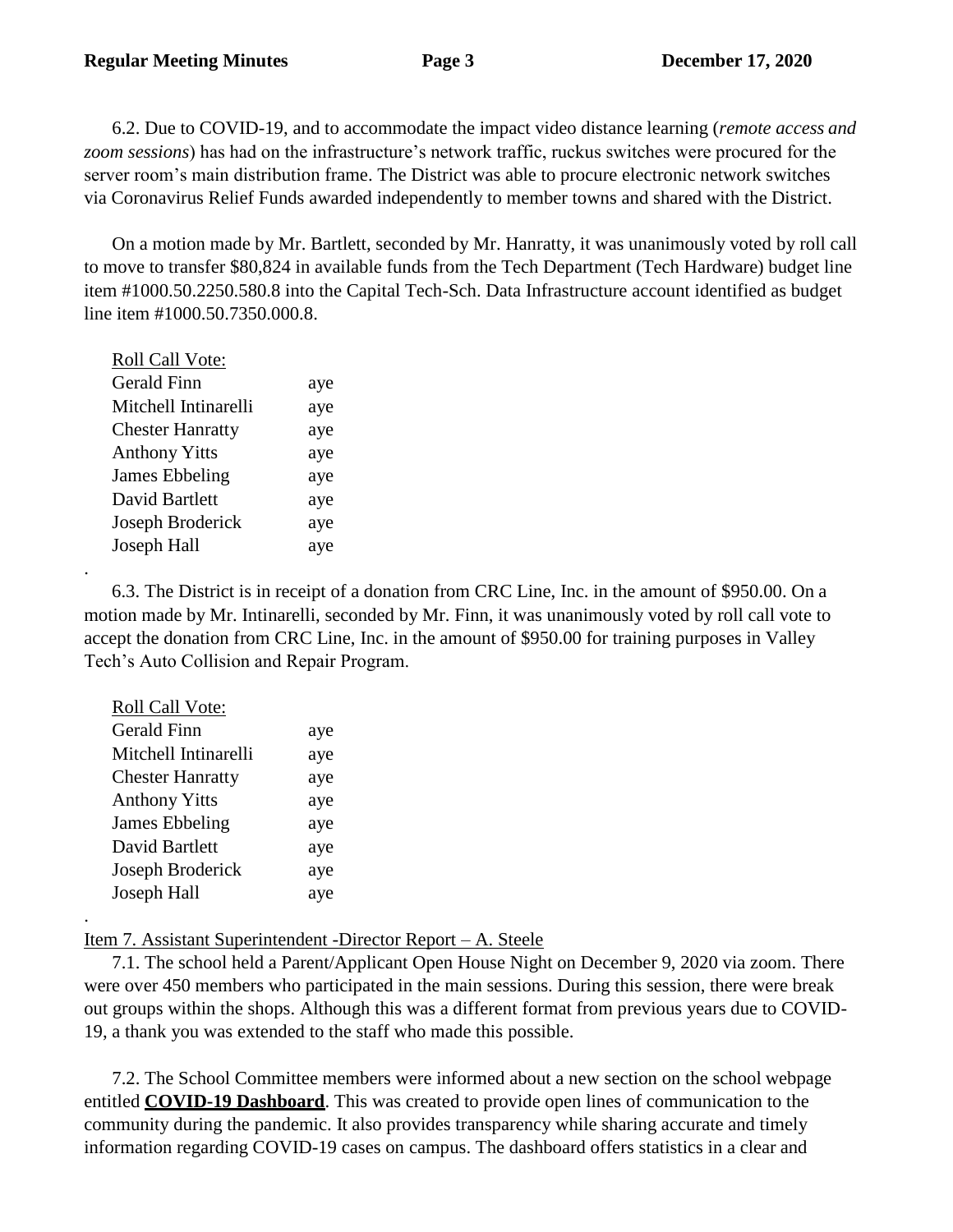6.2. Due to COVID-19, and to accommodate the impact video distance learning (*remote access and zoom sessions*) has had on the infrastructure's network traffic, ruckus switches were procured for the server room's main distribution frame. The District was able to procure electronic network switches via Coronavirus Relief Funds awarded independently to member towns and shared with the District.

On a motion made by Mr. Bartlett, seconded by Mr. Hanratty, it was unanimously voted by roll call to move to transfer $80,824 in available funds from the Tech Department (Tech Hardware) budget line item #1000.50.2250.580.8 into the Capital Tech-Sch. Data Infrastructure account identified as budget line item #1000.50.7350.000.8.

| Roll Call Vote: | |
|---|---|
| Gerald Finn | aye |
| Mitchell Intinarelli | aye |
| Chester Hanratty | aye |
| Anthony Yitts | aye |
| James Ebbeling | aye |
| David Bartlett | aye |
| Joseph Broderick | aye |
| Joseph Hall | aye |

.

6.3. The District is in receipt of a donation from CRC Line, Inc. in the amount of $950.00. On a motion made by Mr. Intinarelli, seconded by Mr. Finn, it was unanimously voted by roll call vote to accept the donation from CRC Line, Inc. in the amount of $950.00 for training purposes in Valley Tech's Auto Collision and Repair Program.

| Roll Call Vote: | |
|---|---|
| Gerald Finn | aye |
| Mitchell Intinarelli | aye |
| Chester Hanratty | aye |
| Anthony Yitts | aye |
| James Ebbeling | aye |
| David Bartlett | aye |
| Joseph Broderick | aye |
| Joseph Hall | aye |

.

Item 7. Assistant Superintendent -Director Report – A. Steele

7.1. The school held a Parent/Applicant Open House Night on December 9, 2020 via zoom. There were over 450 members who participated in the main sessions. During this session, there were break out groups within the shops. Although this was a different format from previous years due to COVID-19, a thank you was extended to the staff who made this possible.

7.2. The School Committee members were informed about a new section on the school webpage entitled **COVID-19 Dashboard**. This was created to provide open lines of communication to the community during the pandemic. It also provides transparency while sharing accurate and timely information regarding COVID-19 cases on campus. The dashboard offers statistics in a clear and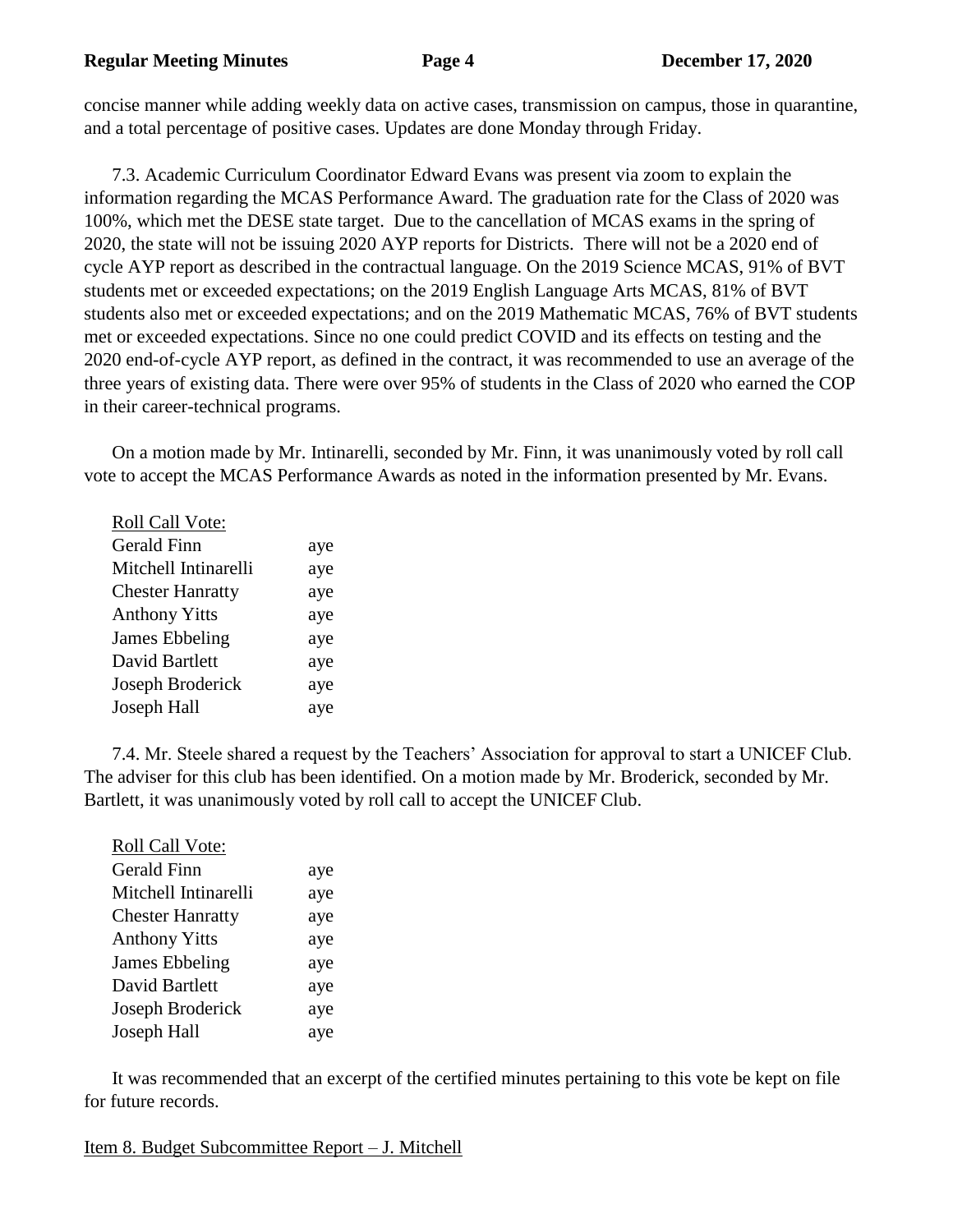concise manner while adding weekly data on active cases, transmission on campus, those in quarantine, and a total percentage of positive cases. Updates are done Monday through Friday.

7.3. Academic Curriculum Coordinator Edward Evans was present via zoom to explain the information regarding the MCAS Performance Award. The graduation rate for the Class of 2020 was 100%, which met the DESE state target. Due to the cancellation of MCAS exams in the spring of 2020, the state will not be issuing 2020 AYP reports for Districts. There will not be a 2020 end of cycle AYP report as described in the contractual language. On the 2019 Science MCAS, 91% of BVT students met or exceeded expectations; on the 2019 English Language Arts MCAS, 81% of BVT students also met or exceeded expectations; and on the 2019 Mathematic MCAS, 76% of BVT students met or exceeded expectations. Since no one could predict COVID and its effects on testing and the 2020 end-of-cycle AYP report, as defined in the contract, it was recommended to use an average of the three years of existing data. There were over 95% of students in the Class of 2020 who earned the COP in their career-technical programs.

On a motion made by Mr. Intinarelli, seconded by Mr. Finn, it was unanimously voted by roll call vote to accept the MCAS Performance Awards as noted in the information presented by Mr. Evans.

Roll Call Vote:

| | |
|---|---|
| Gerald Finn | aye |
| Mitchell Intinarelli | aye |
| Chester Hanratty | aye |
| Anthony Yitts | aye |
| James Ebbeling | aye |
| David Bartlett | aye |
| Joseph Broderick | aye |
| Joseph Hall | aye |

7.4. Mr. Steele shared a request by the Teachers' Association for approval to start a UNICEF Club. The adviser for this club has been identified. On a motion made by Mr. Broderick, seconded by Mr. Bartlett, it was unanimously voted by roll call to accept the UNICEF Club.

Roll Call Vote:

| | |
|---|---|
| Gerald Finn | aye |
| Mitchell Intinarelli | aye |
| Chester Hanratty | aye |
| Anthony Yitts | aye |
| James Ebbeling | aye |
| David Bartlett | aye |
| Joseph Broderick | aye |
| Joseph Hall | aye |

It was recommended that an excerpt of the certified minutes pertaining to this vote be kept on file for future records.

Item 8. Budget Subcommittee Report – J. Mitchell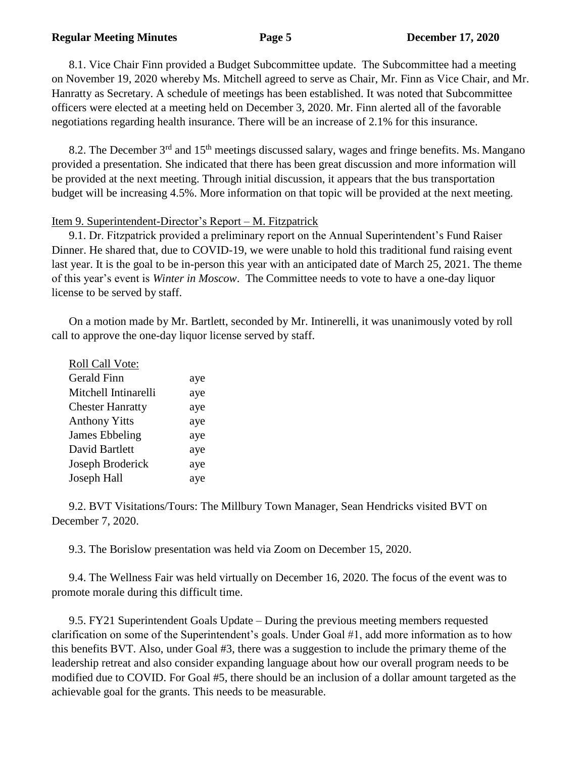8.1. Vice Chair Finn provided a Budget Subcommittee update. The Subcommittee had a meeting on November 19, 2020 whereby Ms. Mitchell agreed to serve as Chair, Mr. Finn as Vice Chair, and Mr. Hanratty as Secretary. A schedule of meetings has been established. It was noted that Subcommittee officers were elected at a meeting held on December 3, 2020. Mr. Finn alerted all of the favorable negotiations regarding health insurance. There will be an increase of 2.1% for this insurance.

8.2. The December 3rd and 15th meetings discussed salary, wages and fringe benefits. Ms. Mangano provided a presentation. She indicated that there has been great discussion and more information will be provided at the next meeting. Through initial discussion, it appears that the bus transportation budget will be increasing 4.5%. More information on that topic will be provided at the next meeting.

Item 9. Superintendent-Director's Report – M. Fitzpatrick

9.1. Dr. Fitzpatrick provided a preliminary report on the Annual Superintendent's Fund Raiser Dinner. He shared that, due to COVID-19, we were unable to hold this traditional fund raising event last year. It is the goal to be in-person this year with an anticipated date of March 25, 2021. The theme of this year's event is *Winter in Moscow*. The Committee needs to vote to have a one-day liquor license to be served by staff.

On a motion made by Mr. Bartlett, seconded by Mr. Intinerelli, it was unanimously voted by roll call to approve the one-day liquor license served by staff.

| Roll Call Vote: | |
|---|---|
| Gerald Finn | aye |
| Mitchell Intinarelli | aye |
| Chester Hanratty | aye |
| Anthony Yitts | aye |
| James Ebbeling | aye |
| David Bartlett | aye |
| Joseph Broderick | aye |
| Joseph Hall | aye |

9.2. BVT Visitations/Tours: The Millbury Town Manager, Sean Hendricks visited BVT on December 7, 2020.

9.3. The Borislow presentation was held via Zoom on December 15, 2020.

9.4. The Wellness Fair was held virtually on December 16, 2020. The focus of the event was to promote morale during this difficult time.

9.5. FY21 Superintendent Goals Update – During the previous meeting members requested clarification on some of the Superintendent's goals. Under Goal #1, add more information as to how this benefits BVT. Also, under Goal #3, there was a suggestion to include the primary theme of the leadership retreat and also consider expanding language about how our overall program needs to be modified due to COVID. For Goal #5, there should be an inclusion of a dollar amount targeted as the achievable goal for the grants. This needs to be measurable.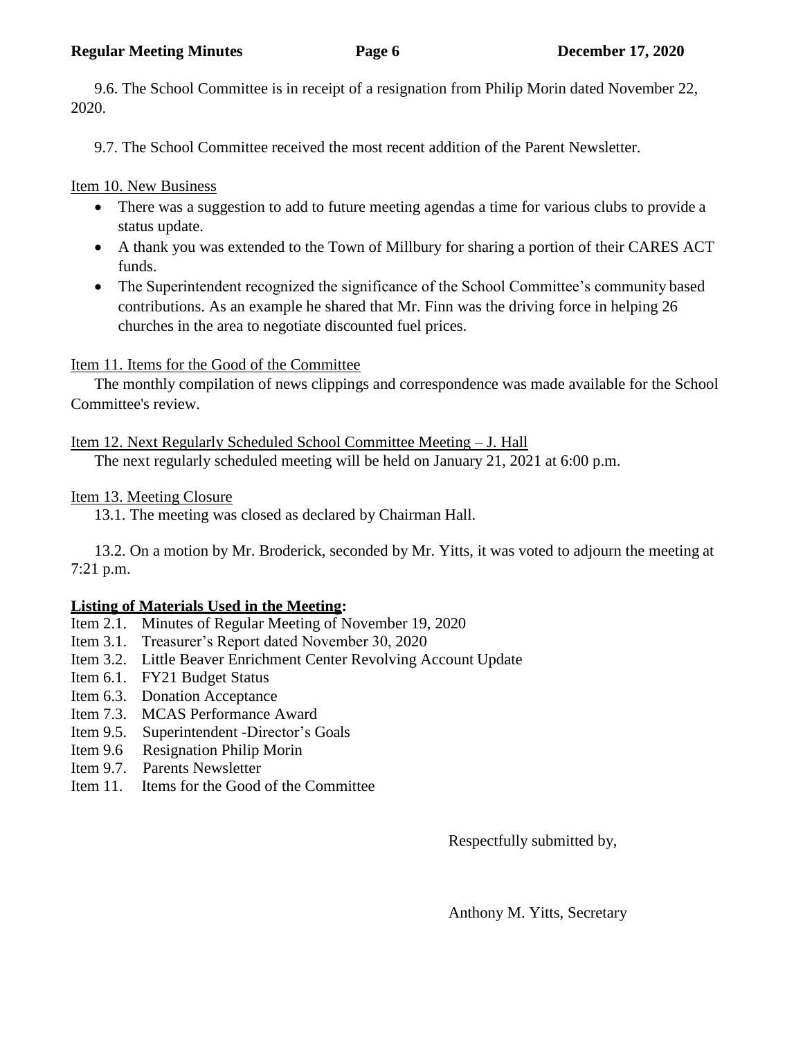9.6. The School Committee is in receipt of a resignation from Philip Morin dated November 22, 2020.

9.7. The School Committee received the most recent addition of the Parent Newsletter.

Item 10. New Business

- There was a suggestion to add to future meeting agendas a time for various clubs to provide a status update.
- A thank you was extended to the Town of Millbury for sharing a portion of their CARES ACT funds.
- The Superintendent recognized the significance of the School Committee's community based contributions. As an example he shared that Mr. Finn was the driving force in helping 26 churches in the area to negotiate discounted fuel prices.

Item 11. Items for the Good of the Committee

The monthly compilation of news clippings and correspondence was made available for the School Committee's review.

Item 12. Next Regularly Scheduled School Committee Meeting – J. Hall

The next regularly scheduled meeting will be held on January 21, 2021 at 6:00 p.m.

Item 13. Meeting Closure

13.1. The meeting was closed as declared by Chairman Hall.

13.2. On a motion by Mr. Broderick, seconded by Mr. Yitts, it was voted to adjourn the meeting at 7:21 p.m.

**Listing of Materials Used in the Meeting:**

Item 2.1. Minutes of Regular Meeting of November 19, 2020
Item 3.1. Treasurer's Report dated November 30, 2020
Item 3.2. Little Beaver Enrichment Center Revolving Account Update
Item 6.1. FY21 Budget Status
Item 6.3. Donation Acceptance
Item 7.3. MCAS Performance Award
Item 9.5. Superintendent -Director's Goals
Item 9.6 Resignation Philip Morin
Item 9.7. Parents Newsletter
Item 11. Items for the Good of the Committee

Respectfully submitted by,

Anthony M. Yitts, Secretary